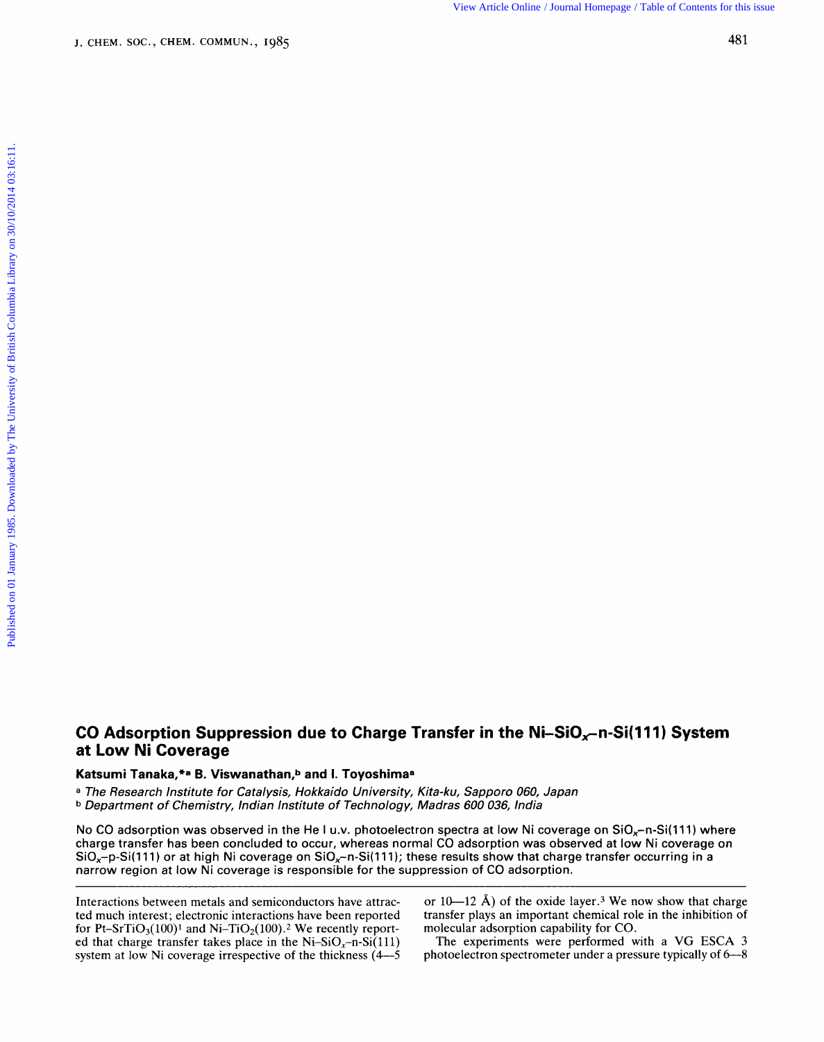# CO Adsorption Suppression due to Charge Transfer in the Ni–$SiO_x$–n-Si(111) System at Low Ni Coverage

**Katsumi Tanaka,*[a] B. Viswanathan,[b] and I. Toyoshima[a]**

[a] *The Research Institute for Catalysis, Hokkaido University, Kita-ku, Sapporo 060, Japan*
[b] *Department of Chemistry, Indian Institute of Technology, Madras 600 036, India*

No CO adsorption was observed in the He I u.v. photoelectron spectra at low Ni coverage on $SiO_x$–n-Si(111) where charge transfer has been concluded to occur, whereas normal CO adsorption was observed at low Ni coverage on $SiO_x$–p-Si(111) or at high Ni coverage on $SiO_x$–n-Si(111); these results show that charge transfer occurring in a narrow region at low Ni coverage is responsible for the suppression of CO adsorption.

Interactions between metals and semiconductors have attracted much interest; electronic interactions have been reported for Pt–$SrTiO_3$(100)[1] and Ni–$TiO_2$(100).[2] We recently reported that charge transfer takes place in the Ni–$SiO_x$–n-Si(111) system at low Ni coverage irrespective of the thickness (4—5 or 10—12 Å) of the oxide layer.[3] We now show that charge transfer plays an important chemical role in the inhibition of molecular adsorption capability for CO.

The experiments were performed with a VG ESCA 3 photoelectron spectrometer under a pressure typically of 6—8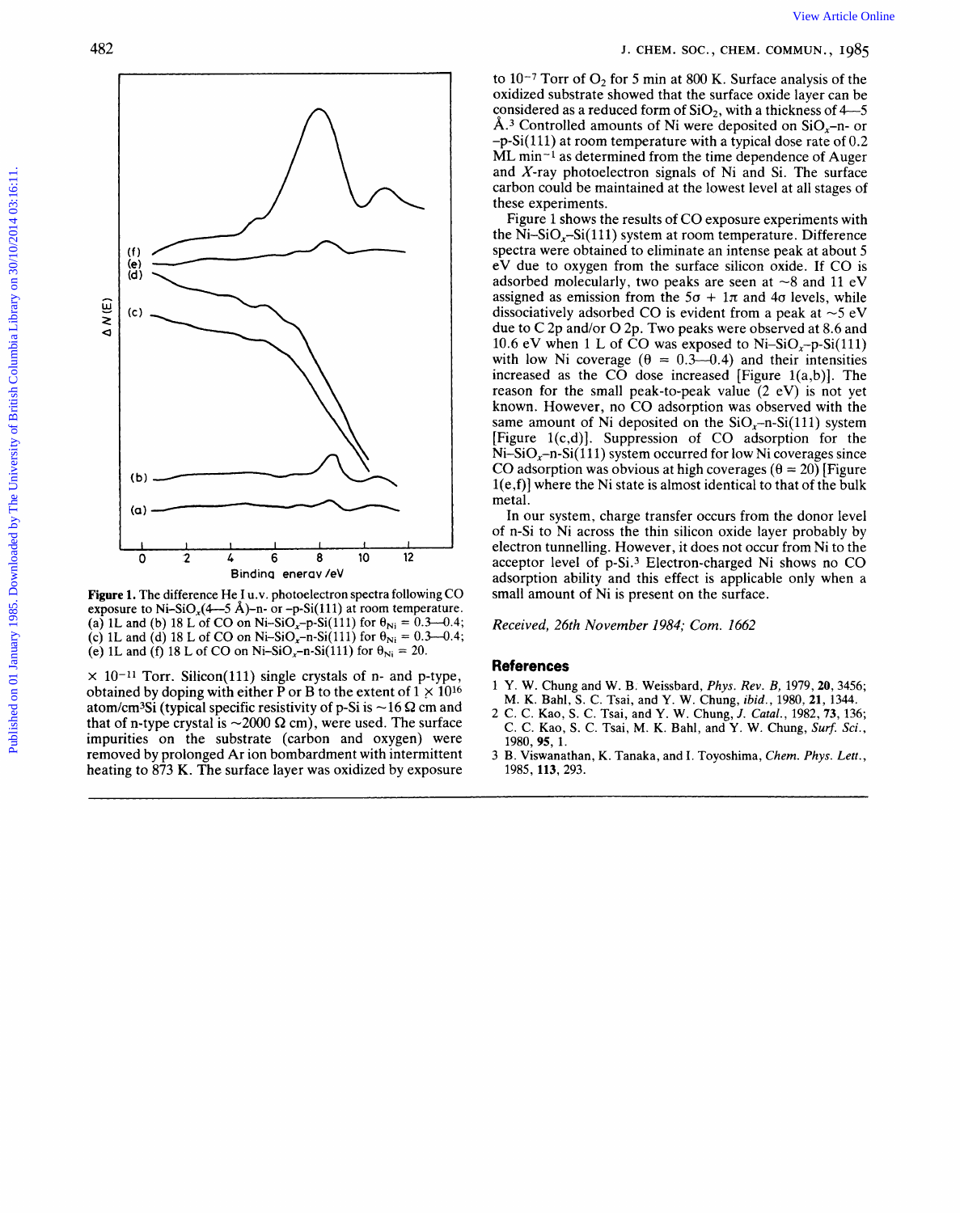(f)
(e)
(d)
(c)
(b)
(a)

$\Delta N(E)$

0 2 4 6 8 10 12

Binding energy /eV

**Figure 1.** The difference He I u.v. photoelectron spectra following CO exposure to Ni–$SiO_x$(4—5 Å)–n- or –p-Si(111) at room temperature. (a) 1L and (b) 18 L of CO on Ni–$SiO_x$–p-Si(111) for $\theta_{Ni}$ = 0.3—0.4; (c) 1L and (d) 18 L of CO on Ni–$SiO_x$–n-Si(111) for $\theta_{Ni}$ = 0.3—0.4; (e) 1L and (f) 18 L of CO on Ni–$SiO_x$–n-Si(111) for $\theta_{Ni}$ = 20.

$\times$ $10^{-11}$ Torr. Silicon(111) single crystals of n- and p-type, obtained by doping with either P or B to the extent of 1 $\times$ $10^{16}$ atom/$cm^3$Si (typical specific resistivity of p-Si is ~16 $\Omega$ cm and that of n-type crystal is ~2000 $\Omega$ cm), were used. The surface impurities on the substrate (carbon and oxygen) were removed by prolonged Ar ion bombardment with intermittent heating to 873 K. The surface layer was oxidized by exposure to $10^{-7}$ Torr of $O_2$ for 5 min at 800 K. Surface analysis of the oxidized substrate showed that the surface oxide layer can be considered as a reduced form of $SiO_2$, with a thickness of 4—5 Å.[3] Controlled amounts of Ni were deposited on $SiO_x$–n- or –p-Si(111) at room temperature with a typical dose rate of 0.2 ML $min^{-1}$ as determined from the time dependence of Auger and *X*-ray photoelectron signals of Ni and Si. The surface carbon could be maintained at the lowest level at all stages of these experiments.

Figure 1 shows the results of CO exposure experiments with the Ni–$SiO_x$–Si(111) system at room temperature. Difference spectra were obtained to eliminate an intense peak at about 5 eV due to oxygen from the surface silicon oxide. If CO is adsorbed molecularly, two peaks are seen at ~8 and 11 eV assigned as emission from the $5\sigma + 1\pi$ and $4\sigma$ levels, while dissociatively adsorbed CO is evident from a peak at ~5 eV due to C 2p and/or O 2p. Two peaks were observed at 8.6 and 10.6 eV when 1 L of CO was exposed to Ni–$SiO_x$–p-Si(111) with low Ni coverage ($\theta$ = 0.3—0.4) and their intensities increased as the CO dose increased [Figure 1(a,b)]. The reason for the small peak-to-peak value (2 eV) is not yet known. However, no CO adsorption was observed with the same amount of Ni deposited on the $SiO_x$–n-Si(111) system [Figure 1(c,d)]. Suppression of CO adsorption for the Ni–$SiO_x$–n-Si(111) system occurred for low Ni coverages since CO adsorption was obvious at high coverages ($\theta$ = 20) [Figure 1(e,f)] where the Ni state is almost identical to that of the bulk metal.

In our system, charge transfer occurs from the donor level of n-Si to Ni across the thin silicon oxide layer probably by electron tunnelling. However, it does not occur from Ni to the acceptor level of p-Si.[3] Electron-charged Ni shows no CO adsorption ability and this effect is applicable only when a small amount of Ni is present on the surface.

*Received, 26th November 1984; Com. 1662*

## References

1. Y. W. Chung and W. B. Weissbard, *Phys. Rev. B*, 1979, **20**, 3456; M. K. Bahl, S. C. Tsai, and Y. W. Chung, *ibid.*, 1980, **21**, 1344.
2. C. C. Kao, S. C. Tsai, and Y. W. Chung, *J. Catal.*, 1982, **73**, 136; C. C. Kao, S. C. Tsai, M. K. Bahl, and Y. W. Chung, *Surf. Sci.*, 1980, **95**, 1.
3. B. Viswanathan, K. Tanaka, and I. Toyoshima, *Chem. Phys. Lett.*, 1985, **113**, 293.